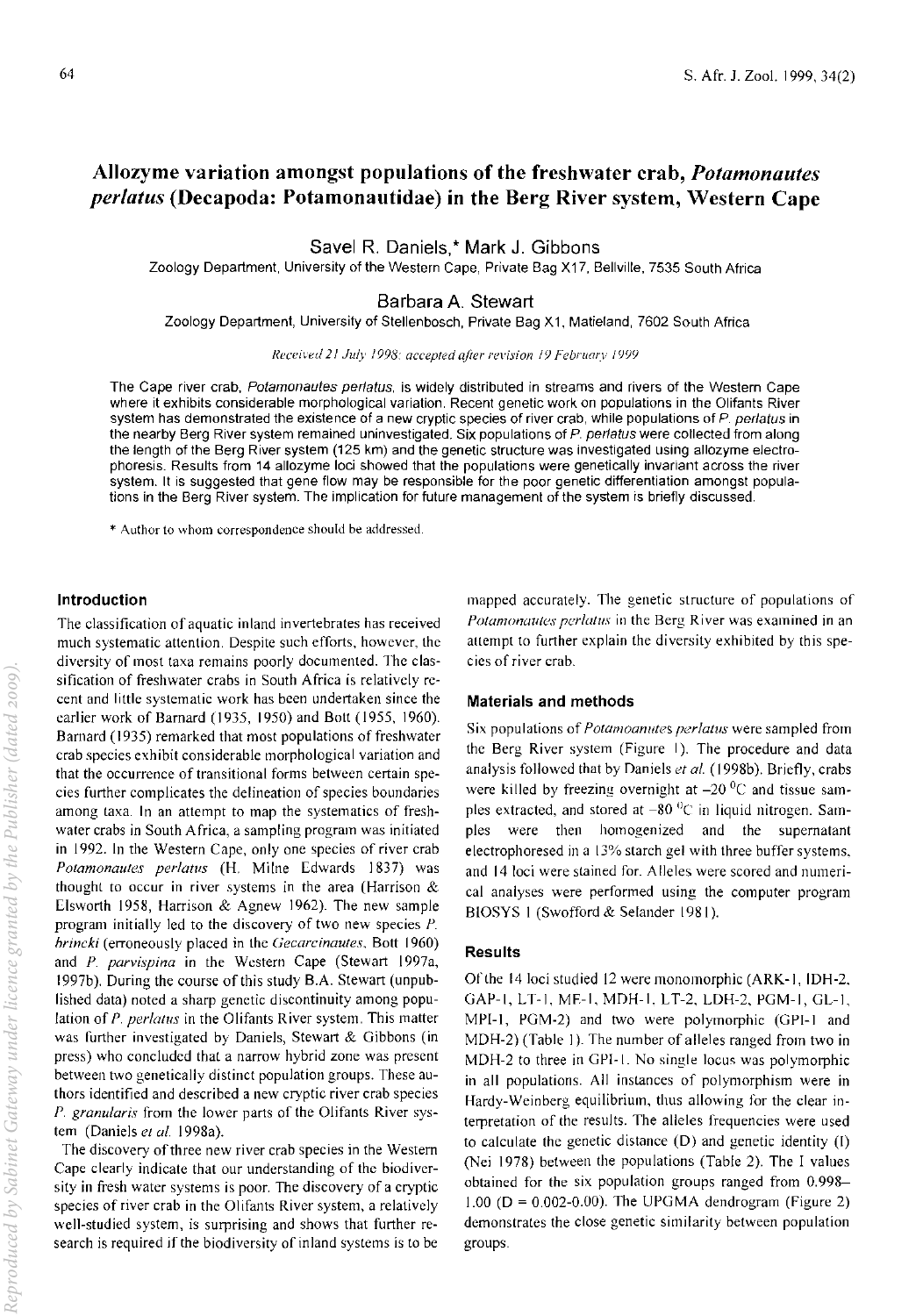# Allozyme variation amongst populations of the freshwater crab, *Potamonautes perlatus* (Decapoda: Potamonautidae) in the Berg River system, Western Cape

Savel R. Daniels,* Mark J. Gibbons

Zoology Department, University of the Western Cape, Private Bag X17, Bellville, 7535 South Africa

Barbara A. Stewart

Zoology Department, University of Stellenbosch, Private Bag X1, Matieland, 7602 South Africa

*Received 21 July 1998; accepted after revision 19 February 1999*

The Cape river crab, *Potamonautes perlatus*, is widely distributed in streams and rivers of the Western Cape where it exhibits considerable morphological variation. Recent genetic work on populations in the Olifants River system has demonstrated the existence of a new cryptic species of river crab, while populations of *P. perlatus* in the nearby Berg River system remained uninvestigated. Six populations of *P. perlatus* were collected from along the length of the Berg River system (125 km) and the genetic structure was investigated using allozyme electrophoresis. Results from 14 allozyme loci showed that the populations were genetically invariant across the river system. It is suggested that gene flow may be responsible for the poor genetic differentiation amongst populations in the Berg River system. The implication for future management of the system is briefly discussed.

\* Author to whom correspondence should be addressed.

## Introduction

The classification of aquatic inland invertebrates has received much systematic attention. Despite such efforts, however, the diversity of most taxa remains poorly documented. The classification of freshwater crabs in South Africa is relatively recent and little systematic work has been undertaken since the earlier work of Barnard (1935, 1950) and Bott (1955, 1960). Barnard (1935) remarked that most populations of freshwater crab species exhibit considerable morphological variation and that the occurrence of transitional forms between certain species further complicates the delineation of species boundaries among taxa. In an attempt to map the systematics of freshwater crabs in South Africa, a sampling program was initiated in 1992. In the Western Cape, only one species of river crab *Potamonautes perlatus* (H. Milne Edwards 1837) was thought to occur in river systems in the area (Harrison & Elsworth 1958, Harrison & Agnew 1962). The new sample program initially led to the discovery of two new species *P. brincki* (erroneously placed in the *Gecarcinautes*, Bott 1960) and *P. parvispina* in the Western Cape (Stewart 1997a, 1997b). During the course of this study B.A. Stewart (unpublished data) noted a sharp genetic discontinuity among population of *P. perlatus* in the Olifants River system. This matter was further investigated by Daniels, Stewart & Gibbons (in press) who concluded that a narrow hybrid zone was present between two genetically distinct population groups. These authors identified and described a new cryptic river crab species *P. granularis* from the lower parts of the Olifants River system (Daniels *et al.* 1998a).

The discovery of three new river crab species in the Western Cape clearly indicate that our understanding of the biodiversity in fresh water systems is poor. The discovery of a cryptic species of river crab in the Olifants River system, a relatively well-studied system, is surprising and shows that further research is required if the biodiversity of inland systems is to be mapped accurately. The genetic structure of populations of *Potamonautes perlatus* in the Berg River was examined in an attempt to further explain the diversity exhibited by this species of river crab.

## Materials and methods

Six populations of *Potamoanutes perlatus* were sampled from the Berg River system (Figure 1). The procedure and data analysis followed that by Daniels *et al.* (1998b). Briefly, crabs were killed by freezing overnight at $-20\ ^0$C and tissue samples extracted, and stored at $-80\ ^0$C in liquid nitrogen. Samples were then homogenized and the supernatant electrophoresed in a 13% starch gel with three buffer systems, and 14 loci were stained for. Alleles were scored and numerical analyses were performed using the computer program BIOSYS 1 (Swofford & Selander 1981).

## Results

Of the 14 loci studied 12 were monomorphic (ARK-1, IDH-2, GAP-1, LT-1, ME-1, MDH-1, LT-2, LDH-2, PGM-1, GL-1, MPI-1, PGM-2) and two were polymorphic (GPI-1 and MDH-2) (Table 1). The number of alleles ranged from two in MDH-2 to three in GPI-1. No single locus was polymorphic in all populations. All instances of polymorphism were in Hardy-Weinberg equilibrium, thus allowing for the clear interpretation of the results. The alleles frequencies were used to calculate the genetic distance (D) and genetic identity (I) (Nei 1978) between the populations (Table 2). The I values obtained for the six population groups ranged from 0.998–1.00 (D = 0.002-0.00). The UPGMA dendrogram (Figure 2) demonstrates the close genetic similarity between population groups.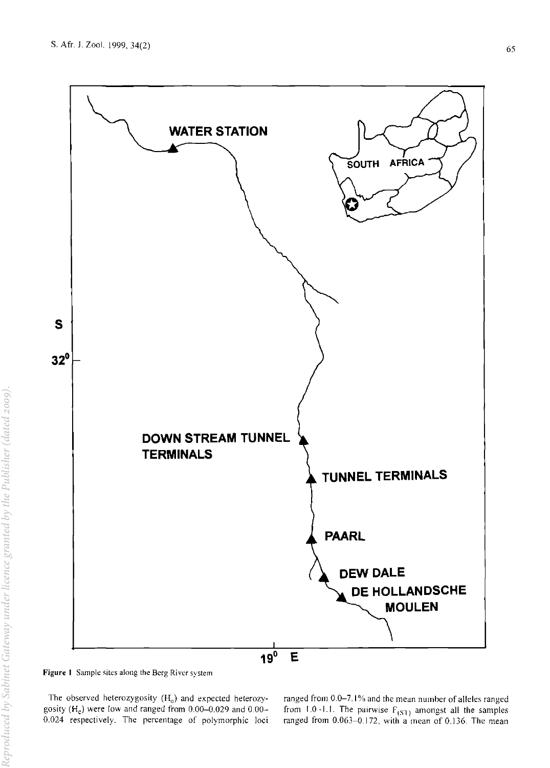Figure 1 Sample sites along the Berg River system

The observed heterozygosity ($H_o$) and expected heterozygosity ($H_e$) were low and ranged from 0.00–0.029 and 0.00–0.024 respectively. The percentage of polymorphic loci ranged from 0.0–7.1% and the mean number of alleles ranged from 1.0–1.1. The pairwise $F_{(ST)}$ amongst all the samples ranged from 0.063–0.172, with a mean of 0.136. The mean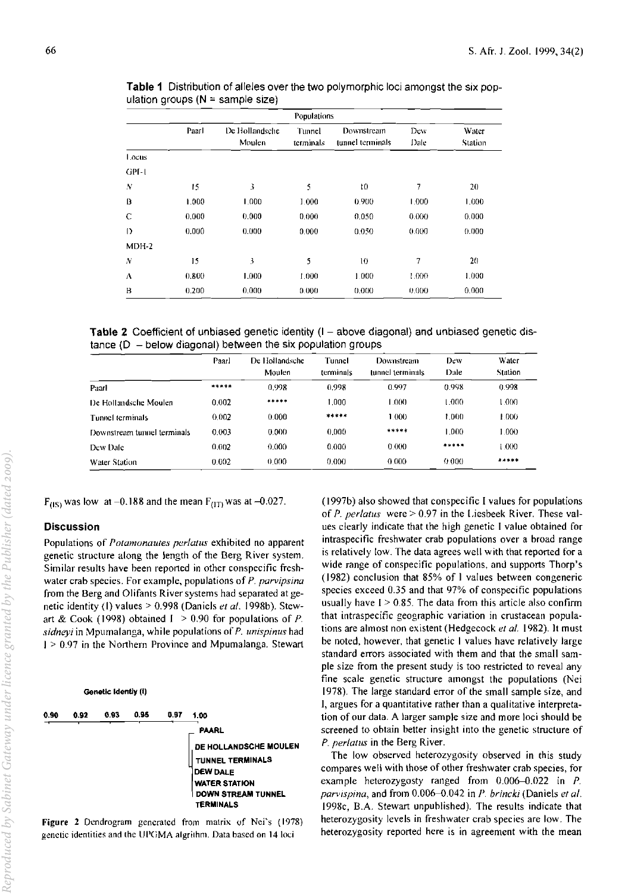**Table 1** Distribution of alleles over the two polymorphic loci amongst the six population groups (N = sample size)

| | Populations | | | | | |
|---|---|---|---|---|---|---|
| | Paarl | De Hollandsche Moulen | Tunnel terminals | Downstream tunnel terminals | Dew Dale | Water Station |
| Locus | | | | | | |
| GPI-1 | | | | | | |
| $N$ | 15 | 3 | 5 | 10 | 7 | 20 |
| B | 1.000 | 1.000 | 1.000 | 0.900 | 1.000 | 1.000 |
| C | 0.000 | 0.000 | 0.000 | 0.050 | 0.000 | 0.000 |
| D | 0.000 | 0.000 | 0.000 | 0.050 | 0.000 | 0.000 |
| MDH-2 | | | | | | |
| $N$ | 15 | 3 | 5 | 10 | 7 | 20 |
| A | 0.800 | 1.000 | 1.000 | 1.000 | 1.000 | 1.000 |
| B | 0.200 | 0.000 | 0.000 | 0.000 | 0.000 | 0.000 |

**Table 2** Coefficient of unbiased genetic identity (I – above diagonal) and unbiased genetic distance (D – below diagonal) between the six population groups

| | Paarl | De Hollandsche Moulen | Tunnel terminals | Downstream tunnel terminals | Dew Dale | Water Station |
|---|---|---|---|---|---|---|
| Paarl | ***** | 0.998 | 0.998 | 0.997 | 0.998 | 0.998 |
| De Hollandsche Moulen | 0.002 | ***** | 1.000 | 1.000 | 1.000 | 1.000 |
| Tunnel terminals | 0.002 | 0.000 | ***** | 1.000 | 1.000 | 1.000 |
| Downstream tunnel terminals | 0.003 | 0.000 | 0.000 | ***** | 1.000 | 1.000 |
| Dew Dale | 0.002 | 0.000 | 0.000 | 0.000 | ***** | 1.000 |
| Water Station | 0.002 | 0.000 | 0.000 | 0.000 | 0.000 | ***** |

$F_{(IS)}$ was low at –0.188 and the mean $F_{(IT)}$ was at –0.027.

## Discussion

Populations of *Potamonautes perlatus* exhibited no apparent genetic structure along the length of the Berg River system. Similar results have been reported in other conspecific freshwater crab species. For example, populations of *P. parvipsina* from the Berg and Olifants River systems had separated at genetic identity (I) values > 0.998 (Daniels *et al.* 1998b). Stewart & Cook (1998) obtained I > 0.90 for populations of *P. sidneyi* in Mpumalanga, while populations of *P. unispinus* had I > 0.97 in the Northern Province and Mpumalanga. Stewart

**Genetic Identy (I)**

0.90 0.92 0.93 0.95 0.97 1.00

PAARL
DE HOLLANDSCHE MOULEN
TUNNEL TERMINALS
DEW DALE
WATER STATION
DOWN STREAM TUNNEL TERMINALS

**Figure 2** Dendrogram generated from matrix of Nei's (1978) genetic identities and the UPGMA algrithm. Data based on 14 loci

(1997b) also showed that conspecific I values for populations of *P. perlatus* were > 0.97 in the Liesbeek River. These values clearly indicate that the high genetic I value obtained for intraspecific freshwater crab populations over a broad range is relatively low. The data agrees well with that reported for a wide range of conspecific populations, and supports Thorp's (1982) conclusion that 85% of I values between congeneric species exceed 0.35 and that 97% of conspecific populations usually have I > 0.85. The data from this article also confirm that intraspecific geographic variation in crustacean populations are almost non existent (Hedgecock *et al.* 1982). It must be noted, however, that genetic I values have relatively large standard errors associated with them and that the small sample size from the present study is too restricted to reveal any fine scale genetic structure amongst the populations (Nei 1978). The large standard error of the small sample size, and I, argues for a quantitative rather than a qualitative interpretation of our data. A larger sample size and more loci should be screened to obtain better insight into the genetic structure of *P. perlatus* in the Berg River.

The low observed heterozygosity observed in this study compares well with those of other freshwater crab species, for example heterozygosty ranged from 0.006–0.022 in *P. parvispina*, and from 0.006–0.042 in *P. brincki* (Daniels *et al.* 1998c, B.A. Stewart unpublished). The results indicate that heterozygosity levels in freshwater crab species are low. The heterozygosity reported here is in agreement with the mean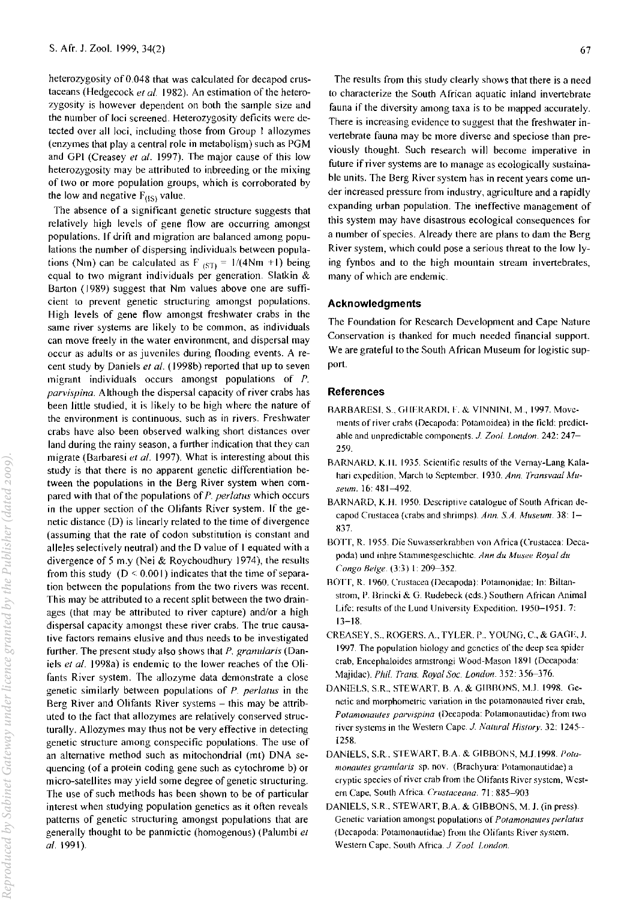heterozygosity of 0.048 that was calculated for decapod crustaceans (Hedgecock *et al.* 1982). An estimation of the heterozygosity is however dependent on both the sample size and the number of loci screened. Heterozygosity deficits were detected over all loci, including those from Group 1 allozymes (enzymes that play a central role in metabolism) such as PGM and GPI (Creasey *et al.* 1997). The major cause of this low heterozygosity may be attributed to inbreeding or the mixing of two or more population groups, which is corroborated by the low and negative $F_{(IS)}$ value.

The absence of a significant genetic structure suggests that relatively high levels of gene flow are occurring amongst populations. If drift and migration are balanced among populations the number of dispersing individuals between populations (Nm) can be calculated as $F_{(ST)} = 1/(4Nm + 1)$ being equal to two migrant individuals per generation. Slatkin & Barton (1989) suggest that Nm values above one are sufficient to prevent genetic structuring amongst populations. High levels of gene flow amongst freshwater crabs in the same river systems are likely to be common, as individuals can move freely in the water environment, and dispersal may occur as adults or as juveniles during flooding events. A recent study by Daniels *et al.* (1998b) reported that up to seven migrant individuals occurs amongst populations of *P. parvispina*. Although the dispersal capacity of river crabs has been little studied, it is likely to be high where the nature of the environment is continuous, such as in rivers. Freshwater crabs have also been observed walking short distances over land during the rainy season, a further indication that they can migrate (Barbaresi *et al.* 1997). What is interesting about this study is that there is no apparent genetic differentiation between the populations in the Berg River system when compared with that of the populations of *P. perlatus* which occurs in the upper section of the Olifants River system. If the genetic distance (D) is linearly related to the time of divergence (assuming that the rate of codon substitution is constant and alleles selectively neutral) and the D value of 1 equated with a divergence of 5 m.y (Nei & Roychoudhury 1974), the results from this study ($D < 0.001$) indicates that the time of separation between the populations from the two rivers was recent. This may be attributed to a recent split between the two drainages (that may be attributed to river capture) and/or a high dispersal capacity amongst these river crabs. The true causative factors remains elusive and thus needs to be investigated further. The present study also shows that *P. granularis* (Daniels *et al.* 1998a) is endemic to the lower reaches of the Olifants River system. The allozyme data demonstrate a close genetic similarly between populations of *P. perlatus* in the Berg River and Olifants River systems – this may be attributed to the fact that allozymes are relatively conserved structurally. Allozymes may thus not be very effective in detecting genetic structure among conspecific populations. The use of an alternative method such as mitochondrial (mt) DNA sequencing (of a protein coding gene such as cytochrome b) or micro-satellites may yield some degree of genetic structuring. The use of such methods has been shown to be of particular interest when studying population genetics as it often reveals patterns of genetic structuring amongst populations that are generally thought to be panmictic (homogenous) (Palumbi *et al.* 1991).

The results from this study clearly shows that there is a need to characterize the South African aquatic inland invertebrate fauna if the diversity among taxa is to be mapped accurately. There is increasing evidence to suggest that the freshwater invertebrate fauna may be more diverse and speciose than previously thought. Such research will become imperative in future if river systems are to manage as ecologically sustainable units. The Berg River system has in recent years come under increased pressure from industry, agriculture and a rapidly expanding urban population. The ineffective management of this system may have disastrous ecological consequences for a number of species. Already there are plans to dam the Berg River system, which could pose a serious threat to the low lying fynbos and to the high mountain stream invertebrates, many of which are endemic.

## Acknowledgments

The Foundation for Research Development and Cape Nature Conservation is thanked for much needed financial support. We are grateful to the South African Museum for logistic support.

## References

BARBARESI, S., GHERARDI, F. & VINNINI, M., 1997. Movements of river crabs (Decapoda: Potamoidea) in the field: predictable and unpredictable components. *J. Zool. London.* 242: 247–259.

BARNARD, K.H. 1935. Scientific results of the Vernay-Lang Kalahari expedition, March to September, 1930. *Ann. Transvaal Museum.* 16: 481–492.

BARNARD, K.H. 1950. Descriptive catalogue of South African decapod Crustacea (crabs and shrimps). *Ann. S.A. Museum.* 38: 1–837.

BOTT, R. 1955. Die Suwasserkrabben von Africa (Crustacea: Decapoda) und ihre Stammesgeschichte. *Ann du Musee Royal du Congo Belge.* (3:3) 1: 209–352.

BOTT, R. 1960. Crustacea (Decapoda): Potamonidae: In: Biltanstrom, P. Brincki & G. Rudebeck (eds.) Southern African Animal Life: results of the Lund University Expedition. 1950–1951. 7: 13–18.

CREASEY, S., ROGERS, A., TYLER, P., YOUNG, C., & GAGE, J. 1997. The population biology and genetics of the deep sea spider crab, Encephaloides armstrongi Wood-Mason 1891 (Decapoda: Majidae). *Phil. Trans. Royal Soc. London.* 352: 356–376.

DANIELS, S.R., STEWART, B. A. & GIBBONS, M.J. 1998. Genetic and morphometric variation in the potamonauted river crab, *Potamonautes parvispina* (Decapoda: Potamonautidae) from two river systems in the Western Cape. *J. Natural History.* 32: 1245–1258.

DANIELS, S.R., STEWART, B.A. & GIBBONS, M.J.1998. *Potamonautes granularis* sp. nov. (Brachyura: Potamonautidae) a cryptic species of river crab from the Olifants River system, Western Cape, South Africa. *Crustaceana.* 71: 885–903

DANIELS, S.R., STEWART, B.A. & GIBBONS, M. J. (in press). Genetic variation amongst populations of *Potamonautes perlatus* (Decapoda: Potamonautidae) from the Olifants River system, Western Cape, South Africa. *J. Zool. London.*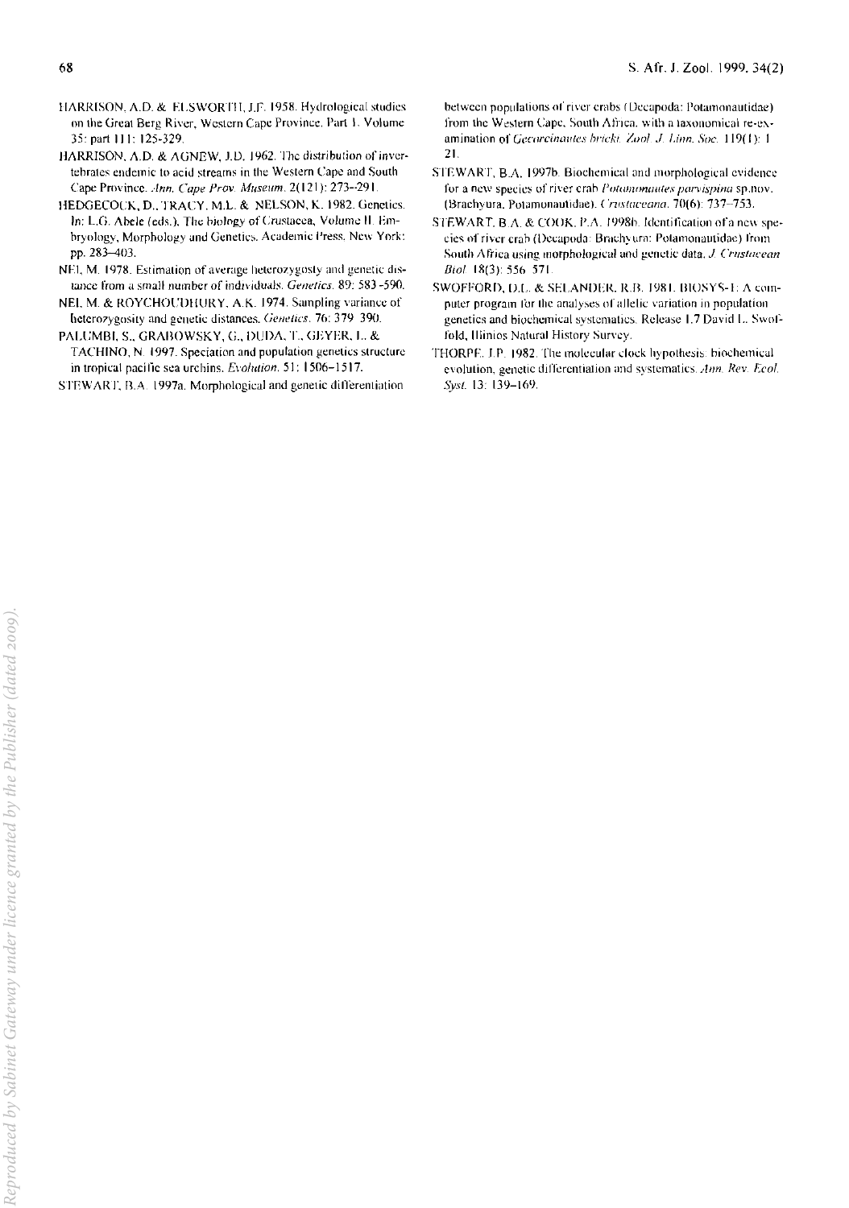HARRISON, A.D. & ELSWORTH, J.F. 1958. Hydrological studies on the Great Berg River, Western Cape Province. Part 1. Volume 35: part III: 125-329.

HARRISON, A.D. & AGNEW, J.D. 1962. The distribution of invertebrates endemic to acid streams in the Western Cape and South Cape Province. *Ann. Cape Prov. Museum.* 2(121): 273–291.

HEDGECOCK, D., TRACY, M.L. & NELSON, K. 1982. Genetics. In: L.G. Abele (eds.), The biology of Crustacea, Volume II. Embryology, Morphology and Genetics. Academic Press. New York: pp. 283–403.

NEI, M. 1978. Estimation of average heterozygosty and genetic distance from a small number of individuals. *Genetics.* 89: 583-590.

NEI, M. & ROYCHOUDHURY, A.K. 1974. Sampling variance of heterozygosity and genetic distances. *Genetics.* 76: 379–390.

PALUMBI, S., GRABOWSKY, G., DUDA, T., GEYER, L. & TACHINO, N. 1997. Speciation and population genetics structure in tropical pacific sea urchins. *Evolution.* 51: 1506–1517.

STEWART, B.A. 1997a. Morphological and genetic differentiation between populations of river crabs (Decapoda: Potamonautidae) from the Western Cape, South Africa, with a taxonomical re-examination of *Gecarcinautes brincki*. *Zool. J. Linn. Soc.* 119(1): 1–21.

STEWART, B.A. 1997b. Biochemical and morphological evidence for a new species of river crab *Potamonautes parvispina* sp.nov. (Brachyura, Potamonautidae). *Crustaceana.* 70(6): 737–753.

STEWART, B.A. & COOK, P.A. 1998b. Identification of a new species of river crab (Decapoda: Brachyura: Potamonautidae) from South Africa using morphological and genetic data. *J. Crustacean Biol.* 18(3): 556–571.

SWOFFORD, D.L. & SELANDER, R.B. 1981. BIOSYS-1: A computer program for the analyses of allelic variation in population genetics and biochemical systematics. Release 1.7 David L. Swofford, Illinios Natural History Survey.

THORPE, J.P. 1982. The molecular clock hypothesis: biochemical evolution, genetic differentiation and systematics. *Ann. Rev. Ecol. Syst.* 13: 139–169.